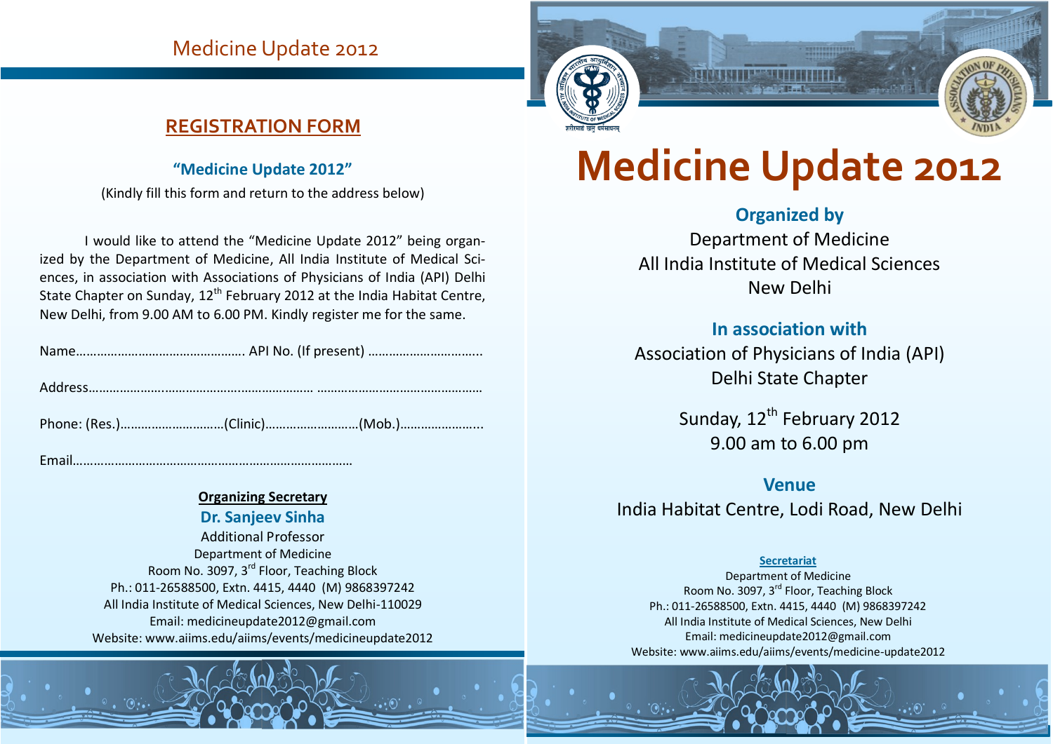# Medicine Update 2012

## REGISTRATION FORM

**"Medicine Update 2012"**

(Kindly fill this form and return to the address below)

I would like to attend the "Medicine Update 2012" being organized by the Department of Medicine, All India Institute of Medical Sciences, in association with Associations of Physicians of India (API) Delhi State Chapter on Sunday, 12th February 2012 at the India Habitat Centre, New Delhi, from 9.00 AM to 6.00 PM. Kindly register me for the same.

Name…………………………………………. API No. (If present) …………………………..

Address………………….………………….……………… ………………………………………

Phone: (Res.)…………………………(Clinic)………………………(Mob.)…………………...

Email………………………………………………………………………

**Organizing Secretary**

**Dr. Sanjeev Sinha**

Additional Professor
Department of Medicine
Room No. 3097, 3rd Floor, Teaching Block
Ph.: 011-26588500, Extn. 4415, 4440 (M) 9868397242
All India Institute of Medical Sciences, New Delhi-110029
Email: medicineupdate2012@gmail.com
Website: www.aiims.edu/aiims/events/medicineupdate2012

# Medicine Update 2012

**Organized by**

Department of Medicine
All India Institute of Medical Sciences
New Delhi

**In association with**

Association of Physicians of India (API)
Delhi State Chapter

Sunday, 12th February 2012
9.00 am to 6.00 pm

**Venue**

India Habitat Centre, Lodi Road, New Delhi

**Secretariat**

Department of Medicine
Room No. 3097, 3rd Floor, Teaching Block
Ph.: 011-26588500, Extn. 4415, 4440 (M) 9868397242
All India Institute of Medical Sciences, New Delhi
Email: medicineupdate2012@gmail.com
Website: www.aiims.edu/aiims/events/medicine-update2012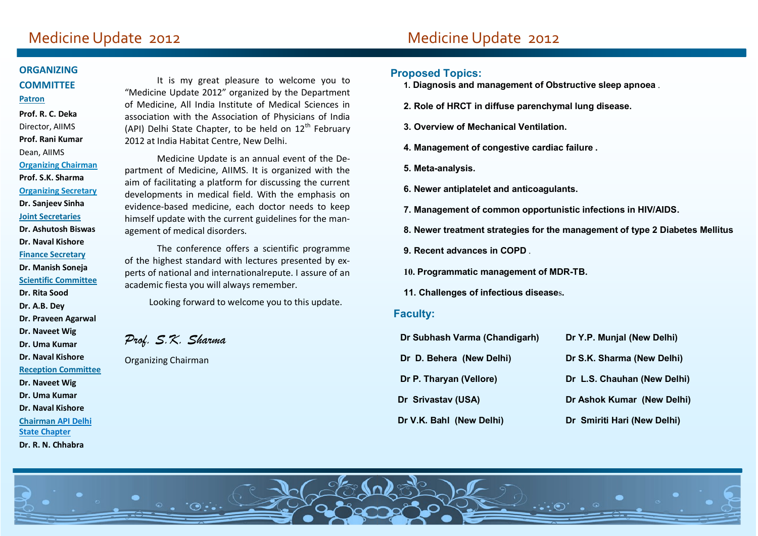## ORGANIZING COMMITTEE

**Patron**

**Prof. R. C. Deka**
Director, AIIMS

**Prof. Rani Kumar**
Dean, AIIMS

**Organizing Chairman**

**Prof. S.K. Sharma**

**Organizing Secretary**

**Dr. Sanjeev Sinha**

**Joint Secretaries**

**Dr. Ashutosh Biswas**
**Dr. Naval Kishore**

**Finance Secretary**

**Dr. Manish Soneja**

**Scientific Committee**

**Dr. Rita Sood**
**Dr. A.B. Dey**
**Dr. Praveen Agarwal**
**Dr. Naveet Wig**
**Dr. Uma Kumar**
**Dr. Naval Kishore**

**Reception Committee**

**Dr. Naveet Wig**
**Dr. Uma Kumar**
**Dr. Naval Kishore**

**Chairman API Delhi State Chapter**

**Dr. R. N. Chhabra**

It is my great pleasure to welcome you to "Medicine Update 2012" organized by the Department of Medicine, All India Institute of Medical Sciences in association with the Association of Physicians of India (API) Delhi State Chapter, to be held on 12th February 2012 at India Habitat Centre, New Delhi.

Medicine Update is an annual event of the Department of Medicine, AIIMS. It is organized with the aim of facilitating a platform for discussing the current developments in medical field. With the emphasis on evidence-based medicine, each doctor needs to keep himself update with the current guidelines for the management of medical disorders.

The conference offers a scientific programme of the highest standard with lectures presented by experts of national and internationalrepute. I assure of an academic fiesta you will always remember.

Looking forward to welcome you to this update.

*Prof. S.K. Sharma*

Organizing Chairman

## Proposed Topics:

1. **Diagnosis and management of Obstructive sleep apnoea** .
2. **Role of HRCT in diffuse parenchymal lung disease.**
3. **Overview of Mechanical Ventilation.**
4. **Management of congestive cardiac failure .**
5. **Meta-analysis.**
6. **Newer antiplatelet and anticoagulants.**
7. **Management of common opportunistic infections in HIV/AIDS.**
8. **Newer treatment strategies for the management of type 2 Diabetes Mellitus**
9. **Recent advances in COPD** .
10. **Programmatic management of MDR-TB.**
11. **Challenges of infectious diseases.**

## Faculty:

**Dr Subhash Varma (Chandigarh)**
**Dr D. Behera (New Delhi)**
**Dr P. Tharyan (Vellore)**
**Dr Srivastav (USA)**
**Dr V.K. Bahl (New Delhi)**
**Dr Y.P. Munjal (New Delhi)**
**Dr S.K. Sharma (New Delhi)**
**Dr L.S. Chauhan (New Delhi)**
**Dr Ashok Kumar (New Delhi)**
**Dr Smiriti Hari (New Delhi)**